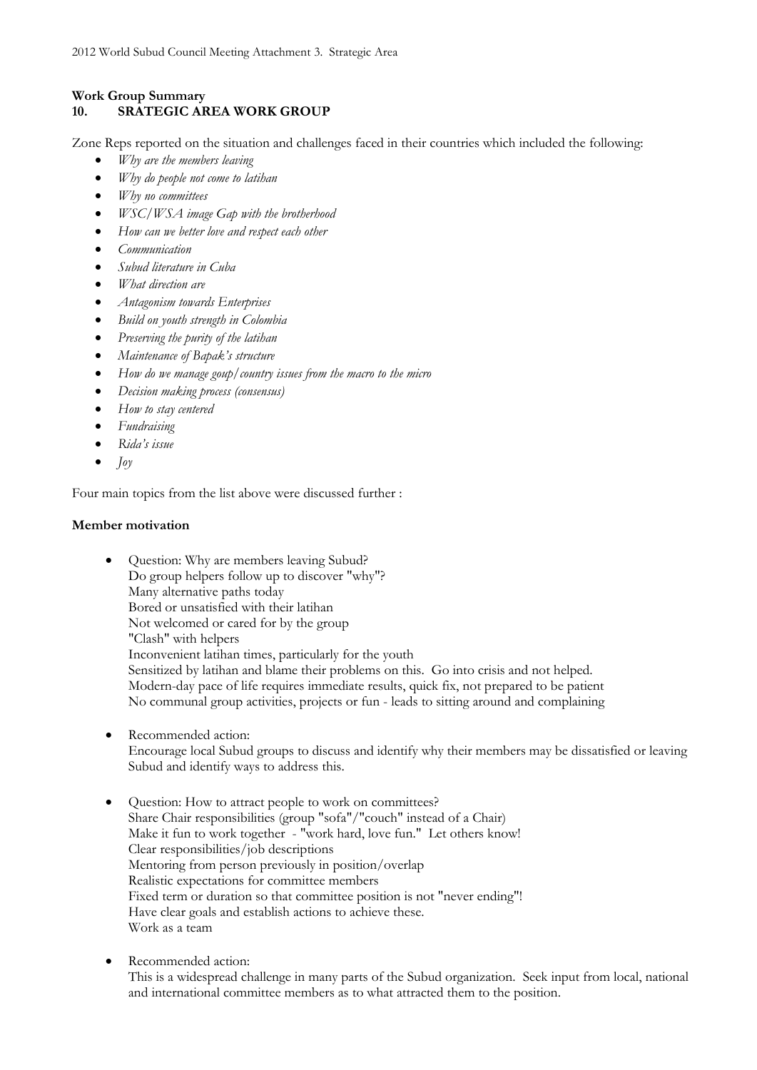**Work Group Summary**

**10. SRATEGIC AREA WORK GROUP**

Zone Reps reported on the situation and challenges faced in their countries which included the following:

- *Why are the members leaving*
- *Why do people not come to latihan*
- *Why no committees*
- *WSC/WSA image Gap with the brotherhood*
- *How can we better love and respect each other*
- *Communication*
- *Subud literature in Cuba*
- *What direction are*
- *Antagonism towards Enterprises*
- *Build on youth strength in Colombia*
- *Preserving the purity of the latihan*
- *Maintenance of Bapak's structure*
- *How do we manage goup/country issues from the macro to the micro*
- *Decision making process (consensus)*
- *How to stay centered*
- *Fundraising*
- *Rida's issue*
- *Joy*

Four main topics from the list above were discussed further :

**Member motivation**

- Question: Why are members leaving Subud?
  Do group helpers follow up to discover "why"?
  Many alternative paths today
  Bored or unsatisfied with their latihan
  Not welcomed or cared for by the group
  "Clash" with helpers
  Inconvenient latihan times, particularly for the youth
  Sensitized by latihan and blame their problems on this. Go into crisis and not helped.
  Modern-day pace of life requires immediate results, quick fix, not prepared to be patient
  No communal group activities, projects or fun - leads to sitting around and complaining

- Recommended action:
  Encourage local Subud groups to discuss and identify why their members may be dissatisfied or leaving Subud and identify ways to address this.

- Question: How to attract people to work on committees?
  Share Chair responsibilities (group "sofa"/"couch" instead of a Chair)
  Make it fun to work together - "work hard, love fun." Let others know!
  Clear responsibilities/job descriptions
  Mentoring from person previously in position/overlap
  Realistic expectations for committee members
  Fixed term or duration so that committee position is not "never ending"!
  Have clear goals and establish actions to achieve these.
  Work as a team

- Recommended action:
  This is a widespread challenge in many parts of the Subud organization. Seek input from local, national and international committee members as to what attracted them to the position.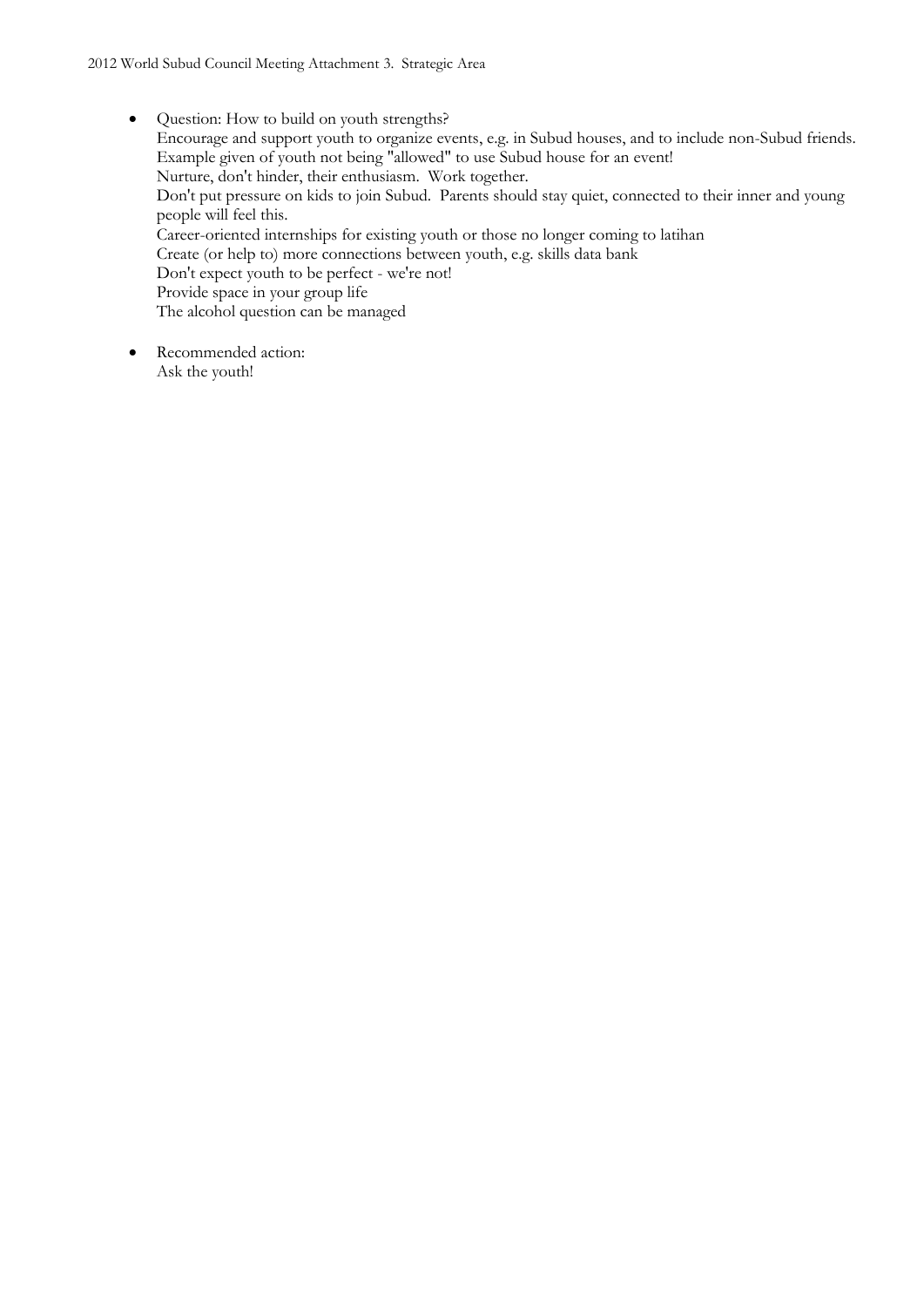- Question: How to build on youth strengths?
  Encourage and support youth to organize events, e.g. in Subud houses, and to include non-Subud friends.
  Example given of youth not being "allowed" to use Subud house for an event!
  Nurture, don't hinder, their enthusiasm. Work together.
  Don't put pressure on kids to join Subud. Parents should stay quiet, connected to their inner and young people will feel this.
  Career-oriented internships for existing youth or those no longer coming to latihan
  Create (or help to) more connections between youth, e.g. skills data bank
  Don't expect youth to be perfect - we're not!
  Provide space in your group life
  The alcohol question can be managed

- Recommended action:
  Ask the youth!